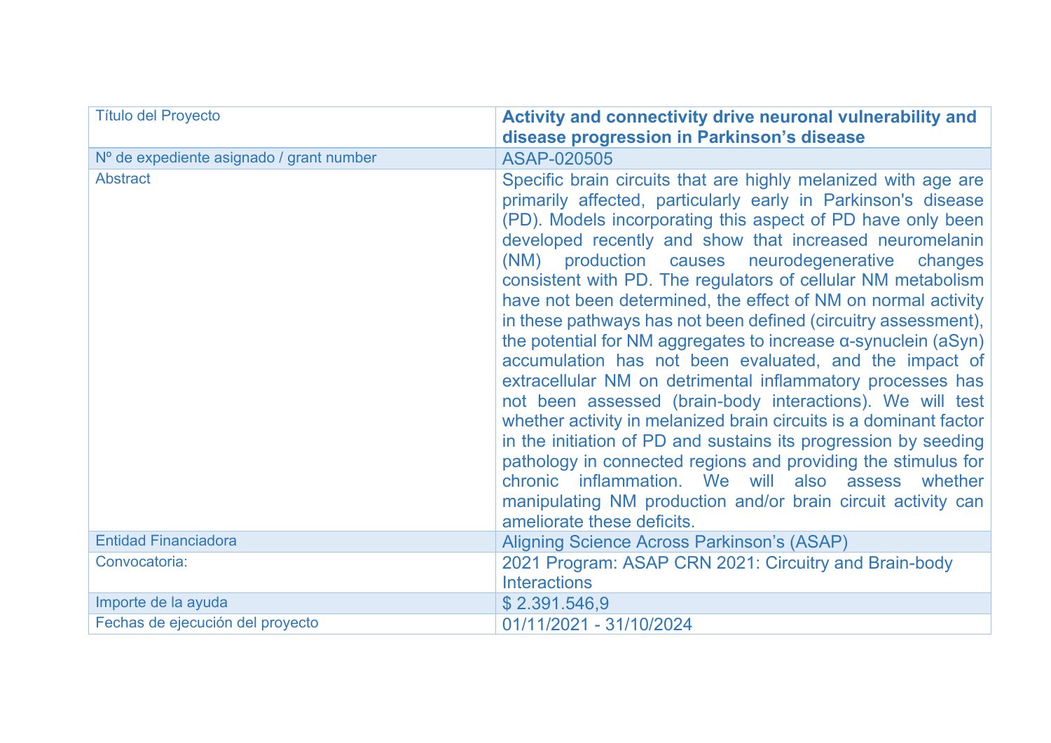| Título del Proyecto | **Activity and connectivity drive neuronal vulnerability and disease progression in Parkinson's disease** |
|---|---|
| Nº de expediente asignado / grant number | ASAP-020505 |
| Abstract | Specific brain circuits that are highly melanized with age are primarily affected, particularly early in Parkinson's disease (PD). Models incorporating this aspect of PD have only been developed recently and show that increased neuromelanin (NM) production causes neurodegenerative changes consistent with PD. The regulators of cellular NM metabolism have not been determined, the effect of NM on normal activity in these pathways has not been defined (circuitry assessment), the potential for NM aggregates to increase α-synuclein (aSyn) accumulation has not been evaluated, and the impact of extracellular NM on detrimental inflammatory processes has not been assessed (brain-body interactions). We will test whether activity in melanized brain circuits is a dominant factor in the initiation of PD and sustains its progression by seeding pathology in connected regions and providing the stimulus for chronic inflammation. We will also assess whether manipulating NM production and/or brain circuit activity can ameliorate these deficits. |
| Entidad Financiadora | Aligning Science Across Parkinson's (ASAP) |
| Convocatoria: | 2021 Program: ASAP CRN 2021: Circuitry and Brain-body Interactions |
| Importe de la ayuda | $ 2.391.546,9 |
| Fechas de ejecución del proyecto | 01/11/2021 - 31/10/2024 |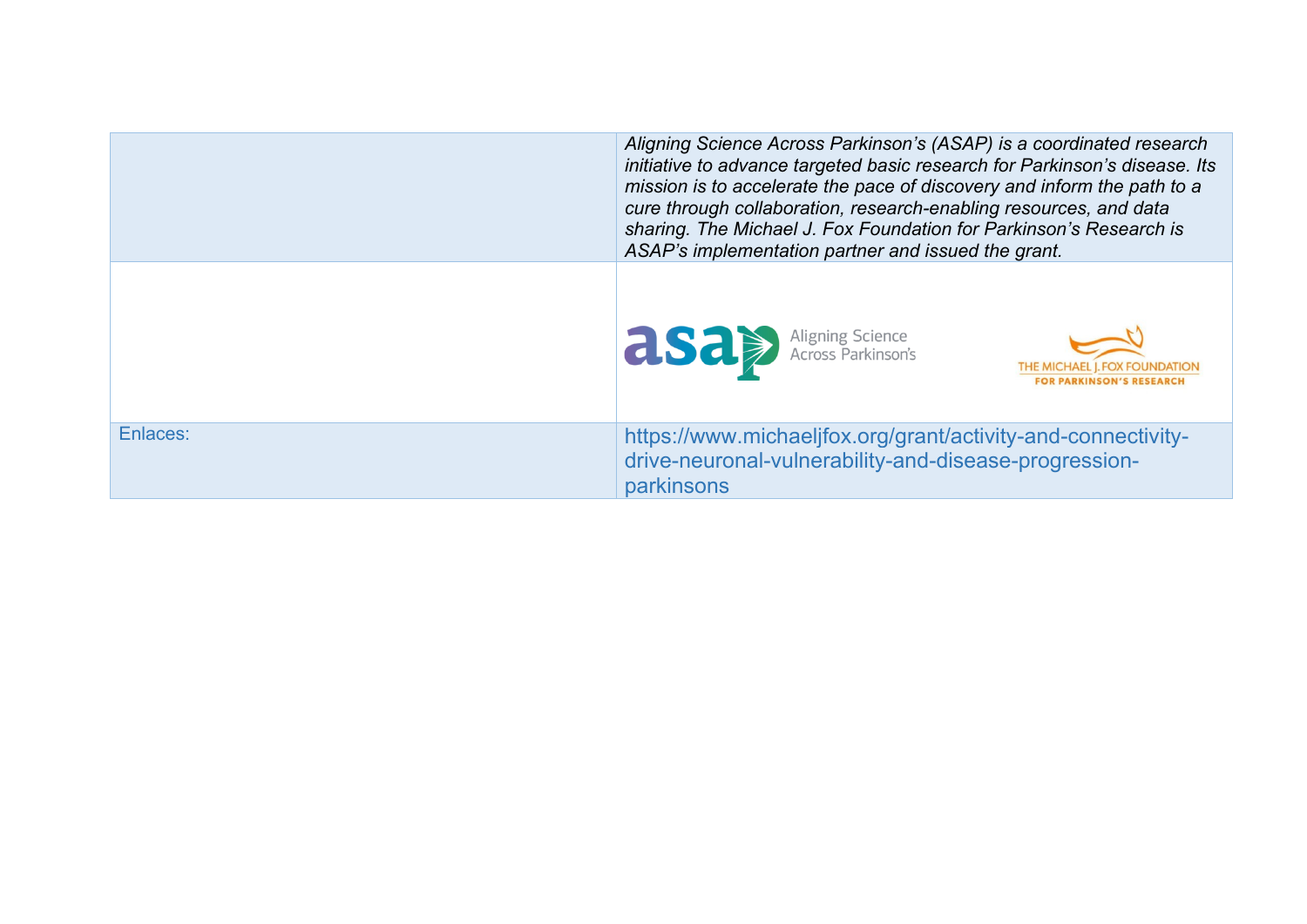| | |
|---|---|
| | *Aligning Science Across Parkinson's (ASAP) is a coordinated research initiative to advance targeted basic research for Parkinson's disease. Its mission is to accelerate the pace of discovery and inform the path to a cure through collaboration, research-enabling resources, and data sharing. The Michael J. Fox Foundation for Parkinson's Research is ASAP's implementation partner and issued the grant.* |
| | asap Aligning Science Across Parkinson's THE MICHAEL J. FOX FOUNDATION FOR PARKINSON'S RESEARCH |
| Enlaces: | https://www.michaeljfox.org/grant/activity-and-connectivity-drive-neuronal-vulnerability-and-disease-progression-parkinsons |